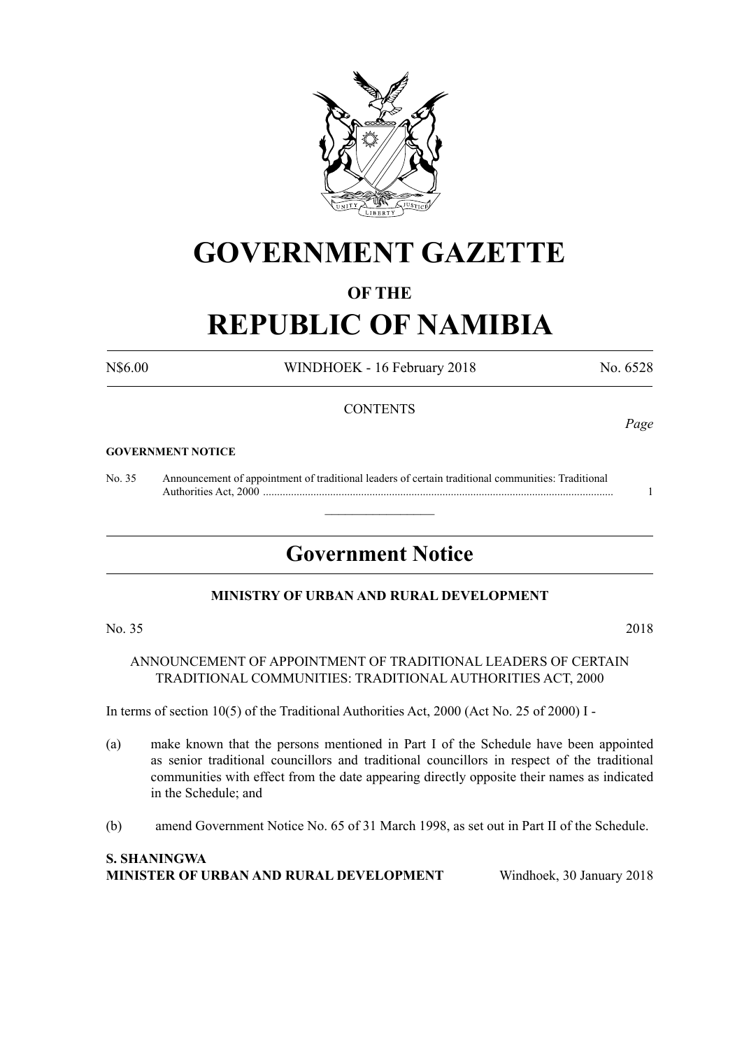# GOVERNMENT GAZETTE

## OF THE

# REPUBLIC OF NAMIBIA

N$6.00 WINDHOEK - 16 February 2018 No. 6528

CONTENTS

*Page*

**GOVERNMENT NOTICE**

No. 35 Announcement of appointment of traditional leaders of certain traditional communities: Traditional Authorities Act, 2000 ............................................................................................................................ 1

## Government Notice

### MINISTRY OF URBAN AND RURAL DEVELOPMENT

No. 35 2018

ANNOUNCEMENT OF APPOINTMENT OF TRADITIONAL LEADERS OF CERTAIN TRADITIONAL COMMUNITIES: TRADITIONAL AUTHORITIES ACT, 2000

In terms of section 10(5) of the Traditional Authorities Act, 2000 (Act No. 25 of 2000) I -

(a) make known that the persons mentioned in Part I of the Schedule have been appointed as senior traditional councillors and traditional councillors in respect of the traditional communities with effect from the date appearing directly opposite their names as indicated in the Schedule; and

(b) amend Government Notice No. 65 of 31 March 1998, as set out in Part II of the Schedule.

**S. SHANINGWA**
**MINISTER OF URBAN AND RURAL DEVELOPMENT** Windhoek, 30 January 2018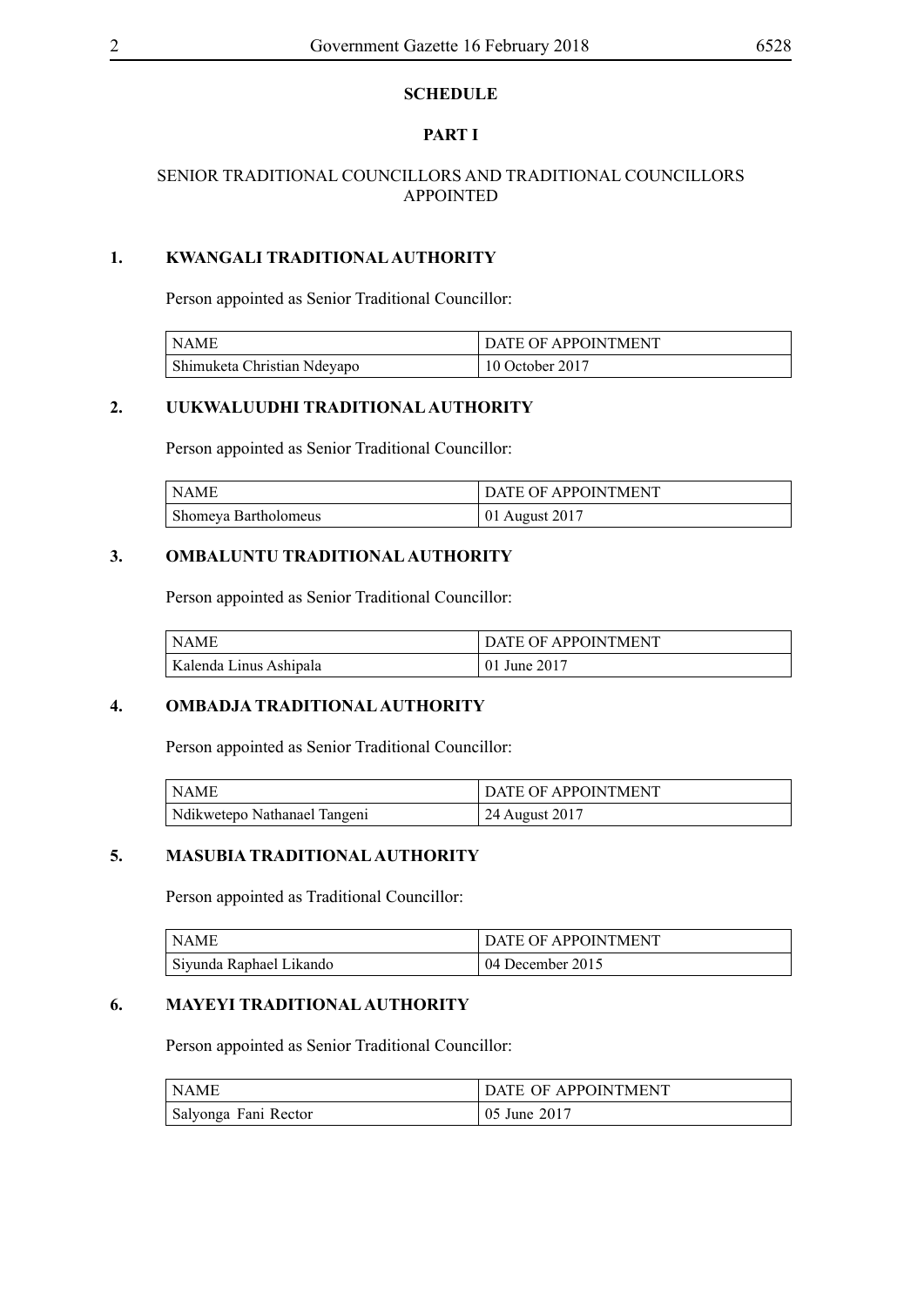**SCHEDULE**

**PART I**

SENIOR TRADITIONAL COUNCILLORS AND TRADITIONAL COUNCILLORS APPOINTED

**1. KWANGALI TRADITIONAL AUTHORITY**

Person appointed as Senior Traditional Councillor:

| NAME | DATE OF APPOINTMENT |
|---|---|
| Shimuketa Christian Ndeyapo | 10 October 2017 |

**2. UUKWALUUDHI TRADITIONAL AUTHORITY**

Person appointed as Senior Traditional Councillor:

| NAME | DATE OF APPOINTMENT |
|---|---|
| Shomeya Bartholomeus | 01 August 2017 |

**3. OMBALUNTU TRADITIONAL AUTHORITY**

Person appointed as Senior Traditional Councillor:

| NAME | DATE OF APPOINTMENT |
|---|---|
| Kalenda Linus Ashipala | 01 June 2017 |

**4. OMBADJA TRADITIONAL AUTHORITY**

Person appointed as Senior Traditional Councillor:

| NAME | DATE OF APPOINTMENT |
|---|---|
| Ndikwetepo Nathanael Tangeni | 24 August 2017 |

**5. MASUBIA TRADITIONAL AUTHORITY**

Person appointed as Traditional Councillor:

| NAME | DATE OF APPOINTMENT |
|---|---|
| Siyunda Raphael Likando | 04 December 2015 |

**6. MAYEYI TRADITIONAL AUTHORITY**

Person appointed as Senior Traditional Councillor:

| NAME | DATE OF APPOINTMENT |
|---|---|
| Salyonga Fani Rector | 05 June 2017 |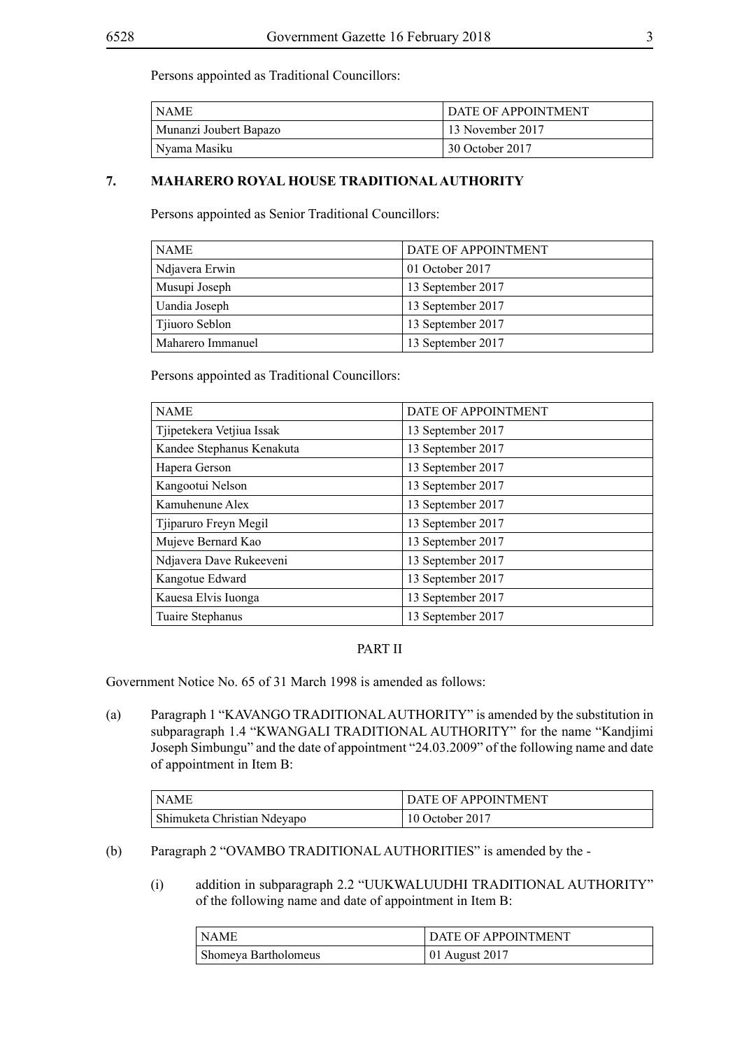Persons appointed as Traditional Councillors:

| NAME | DATE OF APPOINTMENT |
|---|---|
| Munanzi Joubert Bapazo | 13 November 2017 |
| Nyama Masiku | 30 October 2017 |

**7. MAHARERO ROYAL HOUSE TRADITIONAL AUTHORITY**

Persons appointed as Senior Traditional Councillors:

| NAME | DATE OF APPOINTMENT |
|---|---|
| Ndjavera Erwin | 01 October 2017 |
| Musupi Joseph | 13 September 2017 |
| Uandia Joseph | 13 September 2017 |
| Tjiuoro Seblon | 13 September 2017 |
| Maharero Immanuel | 13 September 2017 |

Persons appointed as Traditional Councillors:

| NAME | DATE OF APPOINTMENT |
|---|---|
| Tjipetekera Vetjiua Issak | 13 September 2017 |
| Kandee Stephanus Kenakuta | 13 September 2017 |
| Hapera Gerson | 13 September 2017 |
| Kangootui Nelson | 13 September 2017 |
| Kamuhenune Alex | 13 September 2017 |
| Tjiparuro Freyn Megil | 13 September 2017 |
| Mujeve Bernard Kao | 13 September 2017 |
| Ndjavera Dave Rukeeveni | 13 September 2017 |
| Kangotue Edward | 13 September 2017 |
| Kauesa Elvis Iuonga | 13 September 2017 |
| Tuaire Stephanus | 13 September 2017 |

PART II

Government Notice No. 65 of 31 March 1998 is amended as follows:

(a) Paragraph 1 "KAVANGO TRADITIONAL AUTHORITY" is amended by the substitution in subparagraph 1.4 "KWANGALI TRADITIONAL AUTHORITY" for the name "Kandjimi Joseph Simbungu" and the date of appointment "24.03.2009" of the following name and date of appointment in Item B:

| NAME | DATE OF APPOINTMENT |
|---|---|
| Shimuketa Christian Ndeyapo | 10 October 2017 |

(b) Paragraph 2 "OVAMBO TRADITIONAL AUTHORITIES" is amended by the -

(i) addition in subparagraph 2.2 "UUKWALUUDHI TRADITIONAL AUTHORITY" of the following name and date of appointment in Item B:

| NAME | DATE OF APPOINTMENT |
|---|---|
| Shomeya Bartholomeus | 01 August 2017 |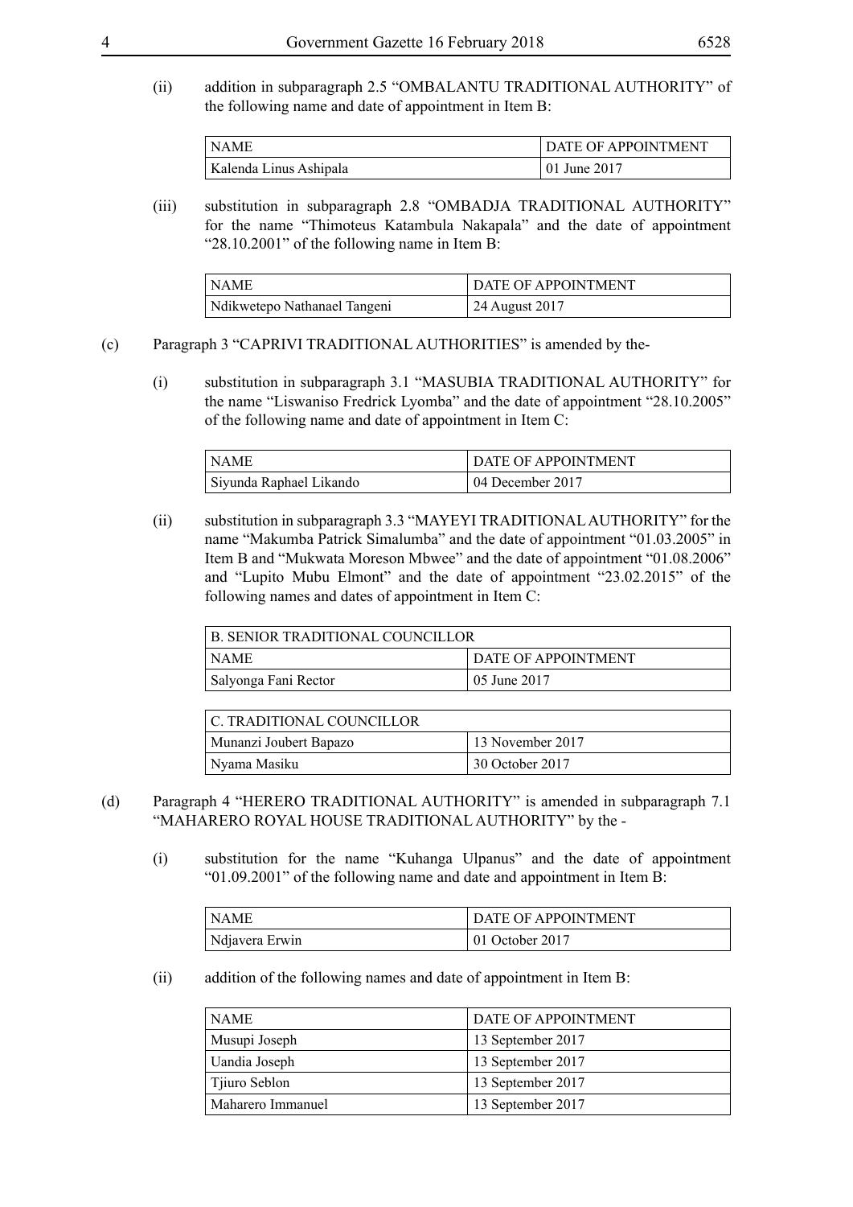(ii) addition in subparagraph 2.5 "OMBALANTU TRADITIONAL AUTHORITY" of the following name and date of appointment in Item B:

| NAME | DATE OF APPOINTMENT |
|---|---|
| Kalenda Linus Ashipala | 01 June 2017 |

(iii) substitution in subparagraph 2.8 "OMBADJA TRADITIONAL AUTHORITY" for the name "Thimoteus Katambula Nakapala" and the date of appointment "28.10.2001" of the following name in Item B:

| NAME | DATE OF APPOINTMENT |
|---|---|
| Ndikwetepo Nathanael Tangeni | 24 August 2017 |

(c) Paragraph 3 "CAPRIVI TRADITIONAL AUTHORITIES" is amended by the-

(i) substitution in subparagraph 3.1 "MASUBIA TRADITIONAL AUTHORITY" for the name "Liswaniso Fredrick Lyomba" and the date of appointment "28.10.2005" of the following name and date of appointment in Item C:

| NAME | DATE OF APPOINTMENT |
|---|---|
| Siyunda Raphael Likando | 04 December 2017 |

(ii) substitution in subparagraph 3.3 "MAYEYI TRADITIONAL AUTHORITY" for the name "Makumba Patrick Simalumba" and the date of appointment "01.03.2005" in Item B and "Mukwata Moreson Mbwee" and the date of appointment "01.08.2006" and "Lupito Mubu Elmont" and the date of appointment "23.02.2015" of the following names and dates of appointment in Item C:

| B. SENIOR TRADITIONAL COUNCILLOR | |
|---|---|
| NAME | DATE OF APPOINTMENT |
| Salyonga Fani Rector | 05 June 2017 |

| C. TRADITIONAL COUNCILLOR | |
|---|---|
| Munanzi Joubert Bapazo | 13 November 2017 |
| Nyama Masiku | 30 October 2017 |

(d) Paragraph 4 "HERERO TRADITIONAL AUTHORITY" is amended in subparagraph 7.1 "MAHARERO ROYAL HOUSE TRADITIONAL AUTHORITY" by the -

(i) substitution for the name "Kuhanga Ulpanus" and the date of appointment "01.09.2001" of the following name and date and appointment in Item B:

| NAME | DATE OF APPOINTMENT |
|---|---|
| Ndjavera Erwin | 01 October 2017 |

(ii) addition of the following names and date of appointment in Item B:

| NAME | DATE OF APPOINTMENT |
|---|---|
| Musupi Joseph | 13 September 2017 |
| Uandia Joseph | 13 September 2017 |
| Tjiuro Seblon | 13 September 2017 |
| Maharero Immanuel | 13 September 2017 |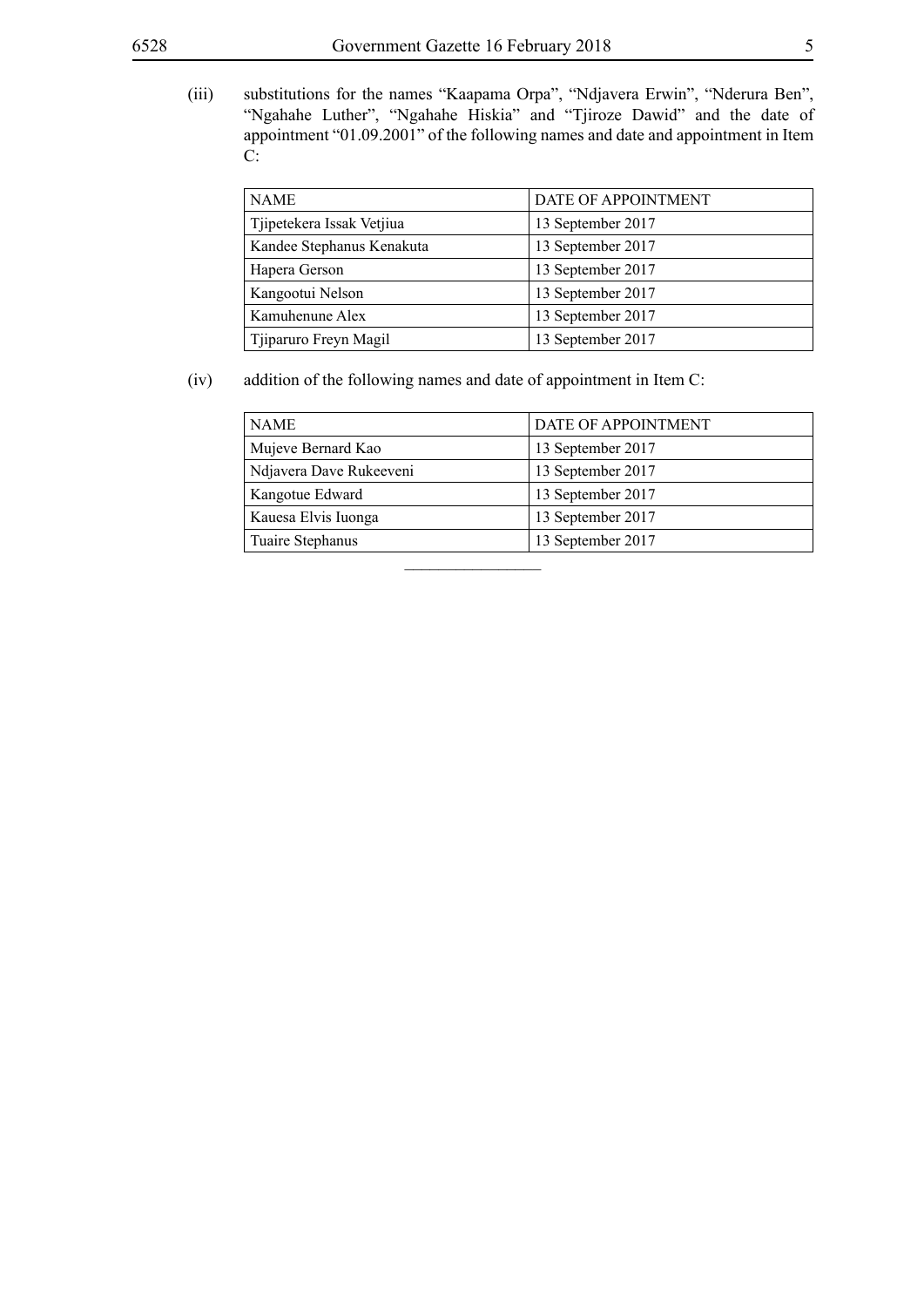(iii) substitutions for the names "Kaapama Orpa", "Ndjavera Erwin", "Nderura Ben", "Ngahahe Luther", "Ngahahe Hiskia" and "Tjiroze Dawid" and the date of appointment "01.09.2001" of the following names and date and appointment in Item C:

| NAME | DATE OF APPOINTMENT |
|---|---|
| Tjipetekera Issak Vetjiua | 13 September 2017 |
| Kandee Stephanus Kenakuta | 13 September 2017 |
| Hapera Gerson | 13 September 2017 |
| Kangootui Nelson | 13 September 2017 |
| Kamuhenune Alex | 13 September 2017 |
| Tjiparuro Freyn Magil | 13 September 2017 |

(iv) addition of the following names and date of appointment in Item C:

| NAME | DATE OF APPOINTMENT |
|---|---|
| Mujeve Bernard Kao | 13 September 2017 |
| Ndjavera Dave Rukeeveni | 13 September 2017 |
| Kangotue Edward | 13 September 2017 |
| Kauesa Elvis Iuonga | 13 September 2017 |
| Tuaire Stephanus | 13 September 2017 |

________________